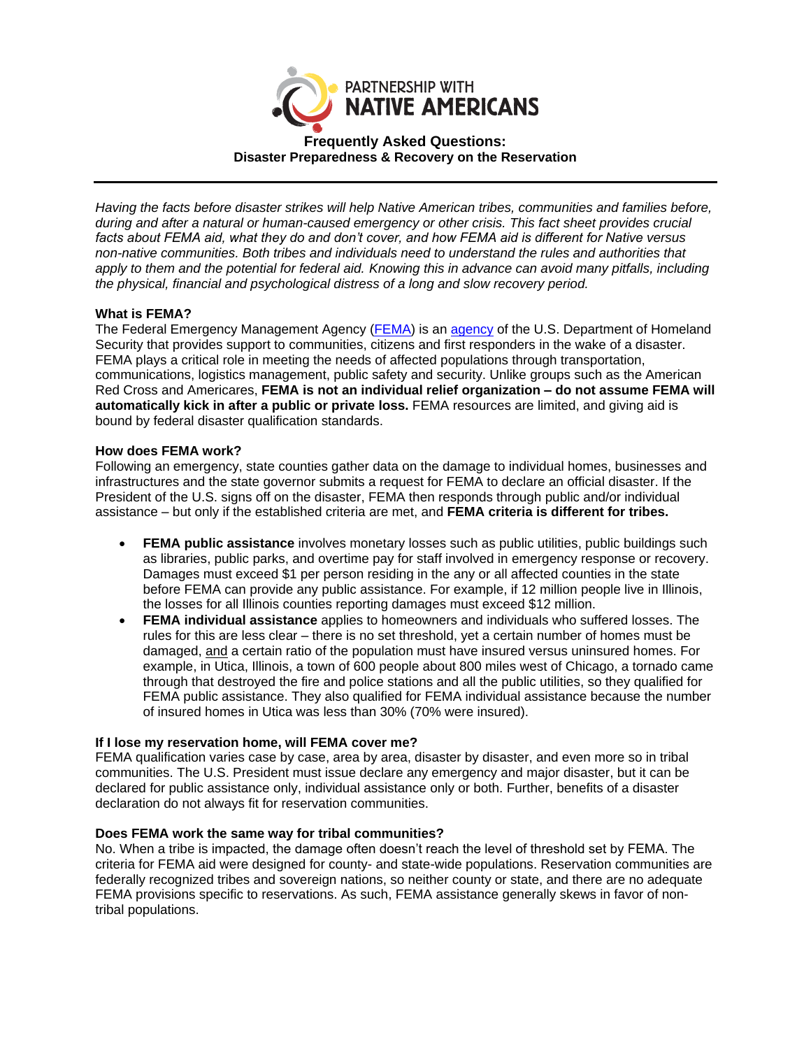PARTNERSHIP WITH
**NATIVE AMERICANS**

# Frequently Asked Questions:
## Disaster Preparedness & Recovery on the Reservation

---

*Having the facts before disaster strikes will help Native American tribes, communities and families before, during and after a natural or human-caused emergency or other crisis. This fact sheet provides crucial facts about FEMA aid, what they do and don't cover, and how FEMA aid is different for Native versus non-native communities. Both tribes and individuals need to understand the rules and authorities that apply to them and the potential for federal aid. Knowing this in advance can avoid many pitfalls, including the physical, financial and psychological distress of a long and slow recovery period.*

**What is FEMA?**
The Federal Emergency Management Agency (FEMA) is an agency of the U.S. Department of Homeland Security that provides support to communities, citizens and first responders in the wake of a disaster. FEMA plays a critical role in meeting the needs of affected populations through transportation, communications, logistics management, public safety and security. Unlike groups such as the American Red Cross and Americares, **FEMA is not an individual relief organization – do not assume FEMA will automatically kick in after a public or private loss.** FEMA resources are limited, and giving aid is bound by federal disaster qualification standards.

**How does FEMA work?**
Following an emergency, state counties gather data on the damage to individual homes, businesses and infrastructures and the state governor submits a request for FEMA to declare an official disaster. If the President of the U.S. signs off on the disaster, FEMA then responds through public and/or individual assistance – but only if the established criteria are met, and **FEMA criteria is different for tribes.**

- **FEMA public assistance** involves monetary losses such as public utilities, public buildings such as libraries, public parks, and overtime pay for staff involved in emergency response or recovery. Damages must exceed $1 per person residing in the any or all affected counties in the state before FEMA can provide any public assistance. For example, if 12 million people live in Illinois, the losses for all Illinois counties reporting damages must exceed $12 million.
- **FEMA individual assistance** applies to homeowners and individuals who suffered losses. The rules for this are less clear – there is no set threshold, yet a certain number of homes must be damaged, and a certain ratio of the population must have insured versus uninsured homes. For example, in Utica, Illinois, a town of 600 people about 800 miles west of Chicago, a tornado came through that destroyed the fire and police stations and all the public utilities, so they qualified for FEMA public assistance. They also qualified for FEMA individual assistance because the number of insured homes in Utica was less than 30% (70% were insured).

**If I lose my reservation home, will FEMA cover me?**
FEMA qualification varies case by case, area by area, disaster by disaster, and even more so in tribal communities. The U.S. President must issue declare any emergency and major disaster, but it can be declared for public assistance only, individual assistance only or both. Further, benefits of a disaster declaration do not always fit for reservation communities.

**Does FEMA work the same way for tribal communities?**
No. When a tribe is impacted, the damage often doesn't reach the level of threshold set by FEMA. The criteria for FEMA aid were designed for county- and state-wide populations. Reservation communities are federally recognized tribes and sovereign nations, so neither county or state, and there are no adequate FEMA provisions specific to reservations. As such, FEMA assistance generally skews in favor of non-tribal populations.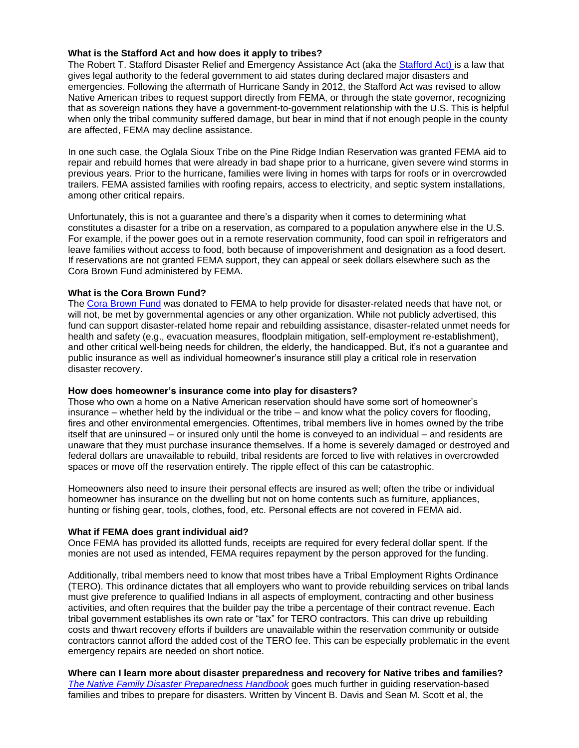**What is the Stafford Act and how does it apply to tribes?**
The Robert T. Stafford Disaster Relief and Emergency Assistance Act (aka the Stafford Act) is a law that gives legal authority to the federal government to aid states during declared major disasters and emergencies. Following the aftermath of Hurricane Sandy in 2012, the Stafford Act was revised to allow Native American tribes to request support directly from FEMA, or through the state governor, recognizing that as sovereign nations they have a government-to-government relationship with the U.S. This is helpful when only the tribal community suffered damage, but bear in mind that if not enough people in the county are affected, FEMA may decline assistance.

In one such case, the Oglala Sioux Tribe on the Pine Ridge Indian Reservation was granted FEMA aid to repair and rebuild homes that were already in bad shape prior to a hurricane, given severe wind storms in previous years. Prior to the hurricane, families were living in homes with tarps for roofs or in overcrowded trailers. FEMA assisted families with roofing repairs, access to electricity, and septic system installations, among other critical repairs.

Unfortunately, this is not a guarantee and there's a disparity when it comes to determining what constitutes a disaster for a tribe on a reservation, as compared to a population anywhere else in the U.S. For example, if the power goes out in a remote reservation community, food can spoil in refrigerators and leave families without access to food, both because of impoverishment and designation as a food desert. If reservations are not granted FEMA support, they can appeal or seek dollars elsewhere such as the Cora Brown Fund administered by FEMA.

**What is the Cora Brown Fund?**
The Cora Brown Fund was donated to FEMA to help provide for disaster-related needs that have not, or will not, be met by governmental agencies or any other organization. While not publicly advertised, this fund can support disaster-related home repair and rebuilding assistance, disaster-related unmet needs for health and safety (e.g., evacuation measures, floodplain mitigation, self-employment re-establishment), and other critical well-being needs for children, the elderly, the handicapped. But, it's not a guarantee and public insurance as well as individual homeowner's insurance still play a critical role in reservation disaster recovery.

**How does homeowner's insurance come into play for disasters?**
Those who own a home on a Native American reservation should have some sort of homeowner's insurance – whether held by the individual or the tribe – and know what the policy covers for flooding, fires and other environmental emergencies. Oftentimes, tribal members live in homes owned by the tribe itself that are uninsured – or insured only until the home is conveyed to an individual – and residents are unaware that they must purchase insurance themselves. If a home is severely damaged or destroyed and federal dollars are unavailable to rebuild, tribal residents are forced to live with relatives in overcrowded spaces or move off the reservation entirely. The ripple effect of this can be catastrophic.

Homeowners also need to insure their personal effects are insured as well; often the tribe or individual homeowner has insurance on the dwelling but not on home contents such as furniture, appliances, hunting or fishing gear, tools, clothes, food, etc. Personal effects are not covered in FEMA aid.

**What if FEMA does grant individual aid?**
Once FEMA has provided its allotted funds, receipts are required for every federal dollar spent. If the monies are not used as intended, FEMA requires repayment by the person approved for the funding.

Additionally, tribal members need to know that most tribes have a Tribal Employment Rights Ordinance (TERO). This ordinance dictates that all employers who want to provide rebuilding services on tribal lands must give preference to qualified Indians in all aspects of employment, contracting and other business activities, and often requires that the builder pay the tribe a percentage of their contract revenue. Each tribal government establishes its own rate or "tax" for TERO contractors. This can drive up rebuilding costs and thwart recovery efforts if builders are unavailable within the reservation community or outside contractors cannot afford the added cost of the TERO fee. This can be especially problematic in the event emergency repairs are needed on short notice.

**Where can I learn more about disaster preparedness and recovery for Native tribes and families?**
*The Native Family Disaster Preparedness Handbook* goes much further in guiding reservation-based families and tribes to prepare for disasters. Written by Vincent B. Davis and Sean M. Scott et al, the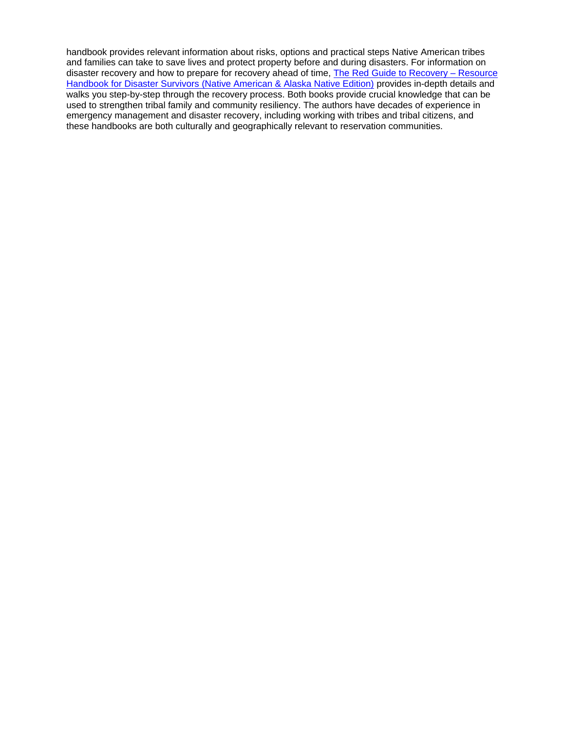handbook provides relevant information about risks, options and practical steps Native American tribes and families can take to save lives and protect property before and during disasters. For information on disaster recovery and how to prepare for recovery ahead of time, The Red Guide to Recovery – Resource Handbook for Disaster Survivors (Native American & Alaska Native Edition) provides in-depth details and walks you step-by-step through the recovery process. Both books provide crucial knowledge that can be used to strengthen tribal family and community resiliency. The authors have decades of experience in emergency management and disaster recovery, including working with tribes and tribal citizens, and these handbooks are both culturally and geographically relevant to reservation communities.